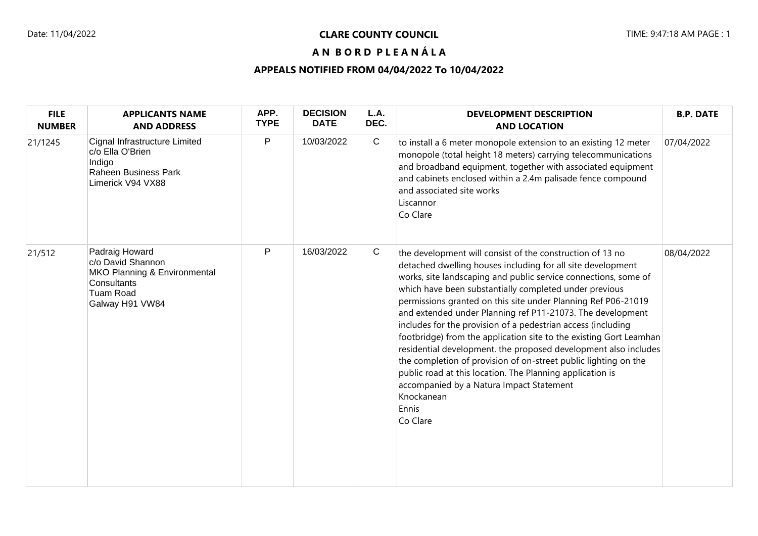Date: 11/04/2022

# CLARE COUNTY COUNCIL

## A N B O R D P L E A N Á L A

## APPEALS NOTIFIED FROM 04/04/2022 To 10/04/2022

TIME: 9:47:18 AM

| FILE NUMBER | APPLICANTS NAME AND ADDRESS | APP. TYPE | DECISION DATE | L.A. DEC. | DEVELOPMENT DESCRIPTION AND LOCATION | B.P. DATE |
|---|---|---|---|---|---|---|
| 21/1245 | Cignal Infrastructure Limited<br>c/o Ella O'Brien<br>Indigo<br>Raheen Business Park<br>Limerick V94 VX88 | P | 10/03/2022 | C | to install a 6 meter monopole extension to an existing 12 meter monopole (total height 18 meters) carrying telecommunications and broadband equipment, together with associated equipment and cabinets enclosed within a 2.4m palisade fence compound and associated site works<br>Liscannor<br>Co Clare | 07/04/2022 |
| 21/512 | Padraig Howard<br>c/o David Shannon<br>MKO Planning & Environmental Consultants<br>Tuam Road<br>Galway H91 VW84 | P | 16/03/2022 | C | the development will consist of the construction of 13 no detached dwelling houses including for all site development works, site landscaping and public service connections, some of which have been substantially completed under previous permissions granted on this site under Planning Ref P06-21019 and extended under Planning ref P11-21073. The development includes for the provision of a pedestrian access (including footbridge) from the application site to the existing Gort Leamhan residential development. the proposed development also includes the completion of provision of on-street public lighting on the public road at this location. The Planning application is accompanied by a Natura Impact Statement<br>Knockanean<br>Ennis<br>Co Clare | 08/04/2022 |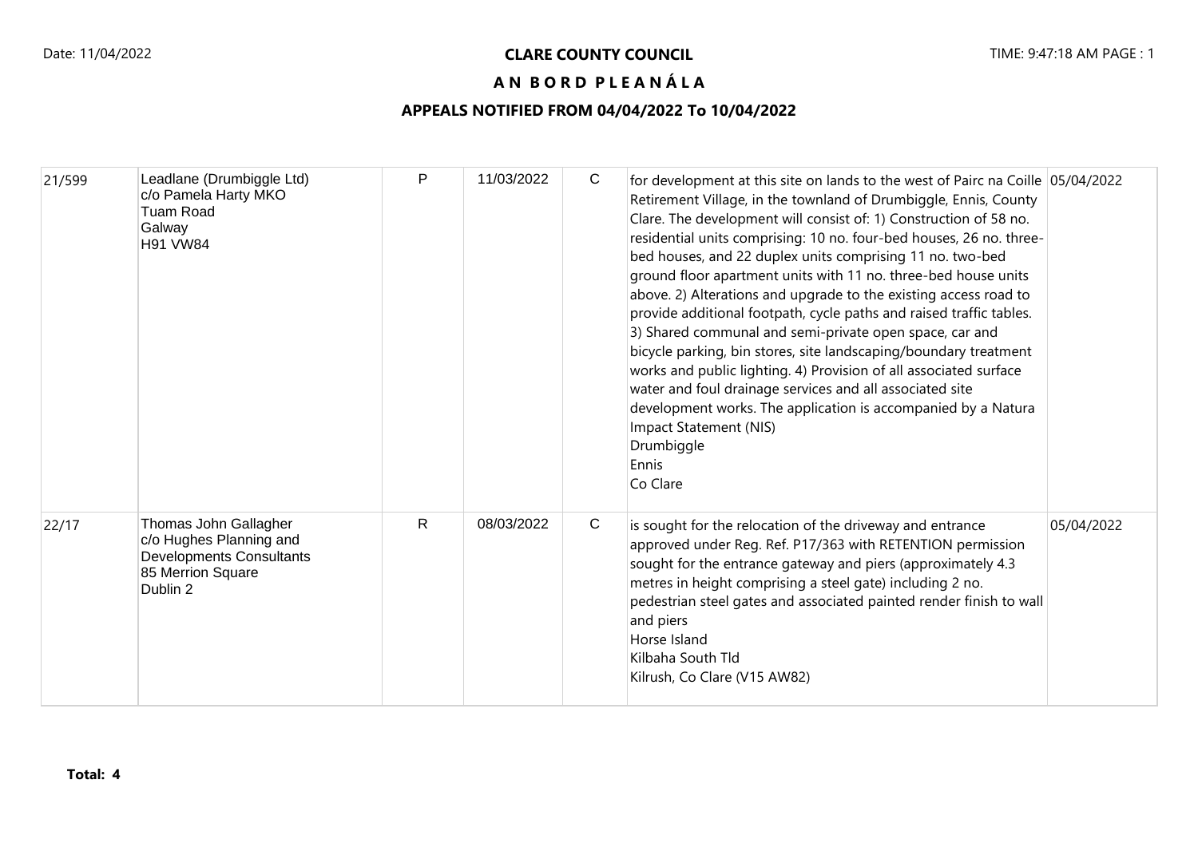**CLARE COUNTY COUNCIL**

**A N B O R D P L E A N Á L A**

**APPEALS NOTIFIED FROM 04/04/2022 To 10/04/2022**

| | | | | | | |
|---|---|---|---|---|---|---|
| 21/599 | Leadlane (Drumbiggle Ltd)<br>c/o Pamela Harty MKO<br>Tuam Road<br>Galway<br>H91 VW84 | P | 11/03/2022 | C | for development at this site on lands to the west of Pairc na Coille Retirement Village, in the townland of Drumbiggle, Ennis, County Clare. The development will consist of: 1) Construction of 58 no. residential units comprising: 10 no. four-bed houses, 26 no. three-bed houses, and 22 duplex units comprising 11 no. two-bed ground floor apartment units with 11 no. three-bed house units above. 2) Alterations and upgrade to the existing access road to provide additional footpath, cycle paths and raised traffic tables. 3) Shared communal and semi-private open space, car and bicycle parking, bin stores, site landscaping/boundary treatment works and public lighting. 4) Provision of all associated surface water and foul drainage services and all associated site development works. The application is accompanied by a Natura Impact Statement (NIS)<br>Drumbiggle<br>Ennis<br>Co Clare | 05/04/2022 |
| 22/17 | Thomas John Gallagher<br>c/o Hughes Planning and Developments Consultants<br>85 Merrion Square<br>Dublin 2 | R | 08/03/2022 | C | is sought for the relocation of the driveway and entrance approved under Reg. Ref. P17/363 with RETENTION permission sought for the entrance gateway and piers (approximately 4.3 metres in height comprising a steel gate) including 2 no. pedestrian steel gates and associated painted render finish to wall and piers<br>Horse Island<br>Kilbaha South Tld<br>Kilrush, Co Clare (V15 AW82) | 05/04/2022 |

**Total: 4**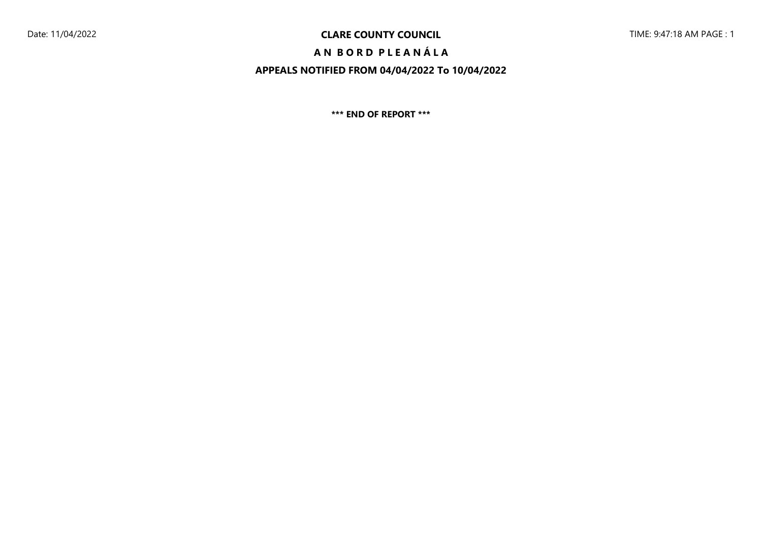# CLARE COUNTY COUNCIL

## A N B O R D P L E A N Á L A

### APPEALS NOTIFIED FROM 04/04/2022 To 10/04/2022

**\*\*\* END OF REPORT \*\*\***